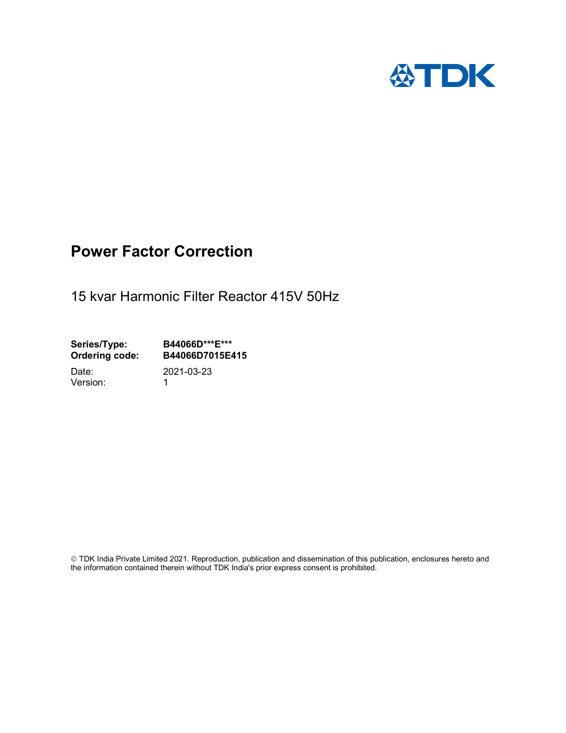TDK

# Power Factor Correction

15 kvar Harmonic Filter Reactor 415V 50Hz

| | |
|---|---|
| **Series/Type:** | **B44066D***E*** ** |
| **Ordering code:** | **B44066D7015E415** |
| Date: | 2021-03-23 |
| Version: | 1 |

© TDK India Private Limited 2021. Reproduction, publication and dissemination of this publication, enclosures hereto and the information contained therein without TDK India's prior express consent is prohibited.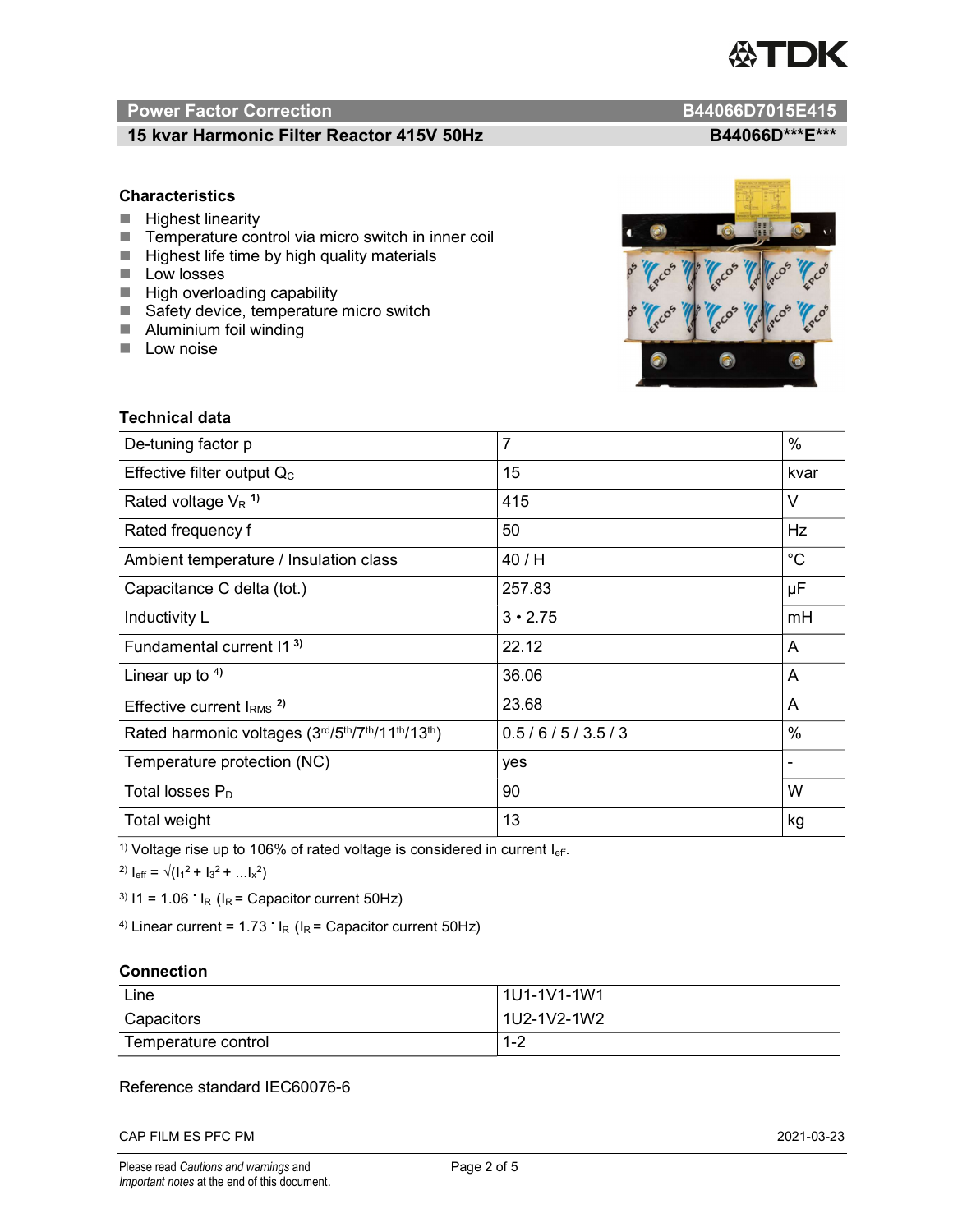## Power Factor Correction — B44066D7015E415

## 15 kvar Harmonic Filter Reactor 415V 50Hz — B44066D***E***

### Characteristics

- Highest linearity
- Temperature control via micro switch in inner coil
- Highest life time by high quality materials
- Low losses
- High overloading capability
- Safety device, temperature micro switch
- Aluminium foil winding
- Low noise

### Technical data

| | | |
|---|---|---|
| De-tuning factor p | 7 | % |
| Effective filter output $Q_C$ | 15 | kvar |
| Rated voltage $V_R$ [1] | 415 | V |
| Rated frequency f | 50 | Hz |
| Ambient temperature / Insulation class | 40 / H | °C |
| Capacitance C delta (tot.) | 257.83 | µF |
| Inductivity L | 3 • 2.75 | mH |
| Fundamental current I1 [3] | 22.12 | A |
| Linear up to [4] | 36.06 | A |
| Effective current $I_{RMS}$ [2] | 23.68 | A |
| Rated harmonic voltages (3rd/5th/7th/11th/13th) | 0.5 / 6 / 5 / 3.5 / 3 | % |
| Temperature protection (NC) | yes | - |
| Total losses $P_D$ | 90 | W |
| Total weight | 13 | kg |

[1] Voltage rise up to 106% of rated voltage is considered in current $I_{eff}$.

[2] $I_{eff} = \sqrt{(I_1^2 + I_3^2 + ...I_x^2)}$

[3] $I1 = 1.06 \cdot I_R$ ($I_R$ = Capacitor current 50Hz)

[4] Linear current = $1.73 \cdot I_R$ ($I_R$ = Capacitor current 50Hz)

### Connection

| | |
|---|---|
| Line | 1U1-1V1-1W1 |
| Capacitors | 1U2-1V2-1W2 |
| Temperature control | 1-2 |

Reference standard IEC60076-6

CAP FILM ES PFC PM 2021-03-23

Please read *Cautions and warnings* and *Important notes* at the end of this document.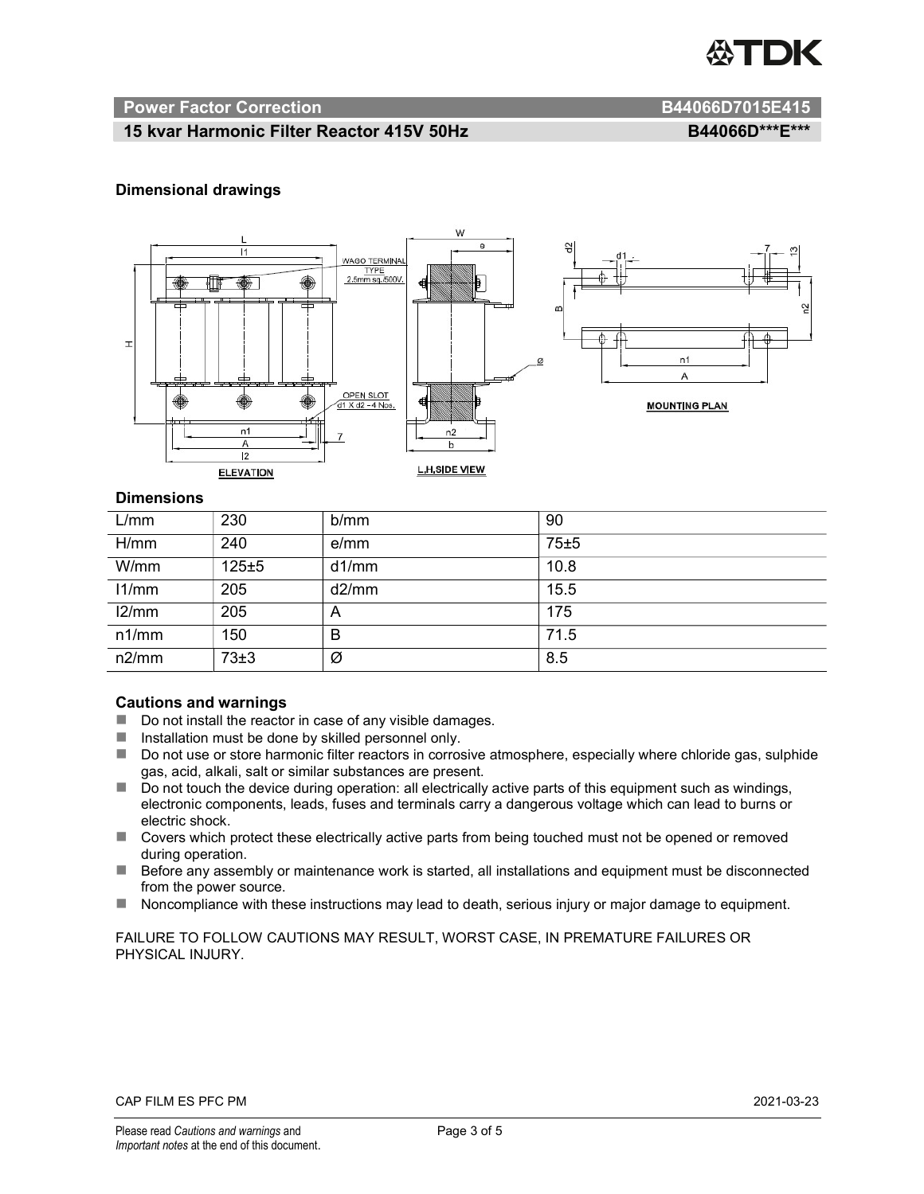## Power Factor Correction B44066D7015E415

### 15 kvar Harmonic Filter Reactor 415V 50Hz B44066D\*\*\*E\*\*\*

### Dimensional drawings

### Dimensions

| L/mm | 230 | b/mm | 90 |
|---|---|---|---|
| H/mm | 240 | e/mm | 75±5 |
| W/mm | 125±5 | d1/mm | 10.8 |
| l1/mm | 205 | d2/mm | 15.5 |
| l2/mm | 205 | A | 175 |
| n1/mm | 150 | B | 71.5 |
| n2/mm | 73±3 | Ø | 8.5 |

### Cautions and warnings

- Do not install the reactor in case of any visible damages.
- Installation must be done by skilled personnel only.
- Do not use or store harmonic filter reactors in corrosive atmosphere, especially where chloride gas, sulphide gas, acid, alkali, salt or similar substances are present.
- Do not touch the device during operation: all electrically active parts of this equipment such as windings, electronic components, leads, fuses and terminals carry a dangerous voltage which can lead to burns or electric shock.
- Covers which protect these electrically active parts from being touched must not be opened or removed during operation.
- Before any assembly or maintenance work is started, all installations and equipment must be disconnected from the power source.
- Noncompliance with these instructions may lead to death, serious injury or major damage to equipment.

FAILURE TO FOLLOW CAUTIONS MAY RESULT, WORST CASE, IN PREMATURE FAILURES OR PHYSICAL INJURY.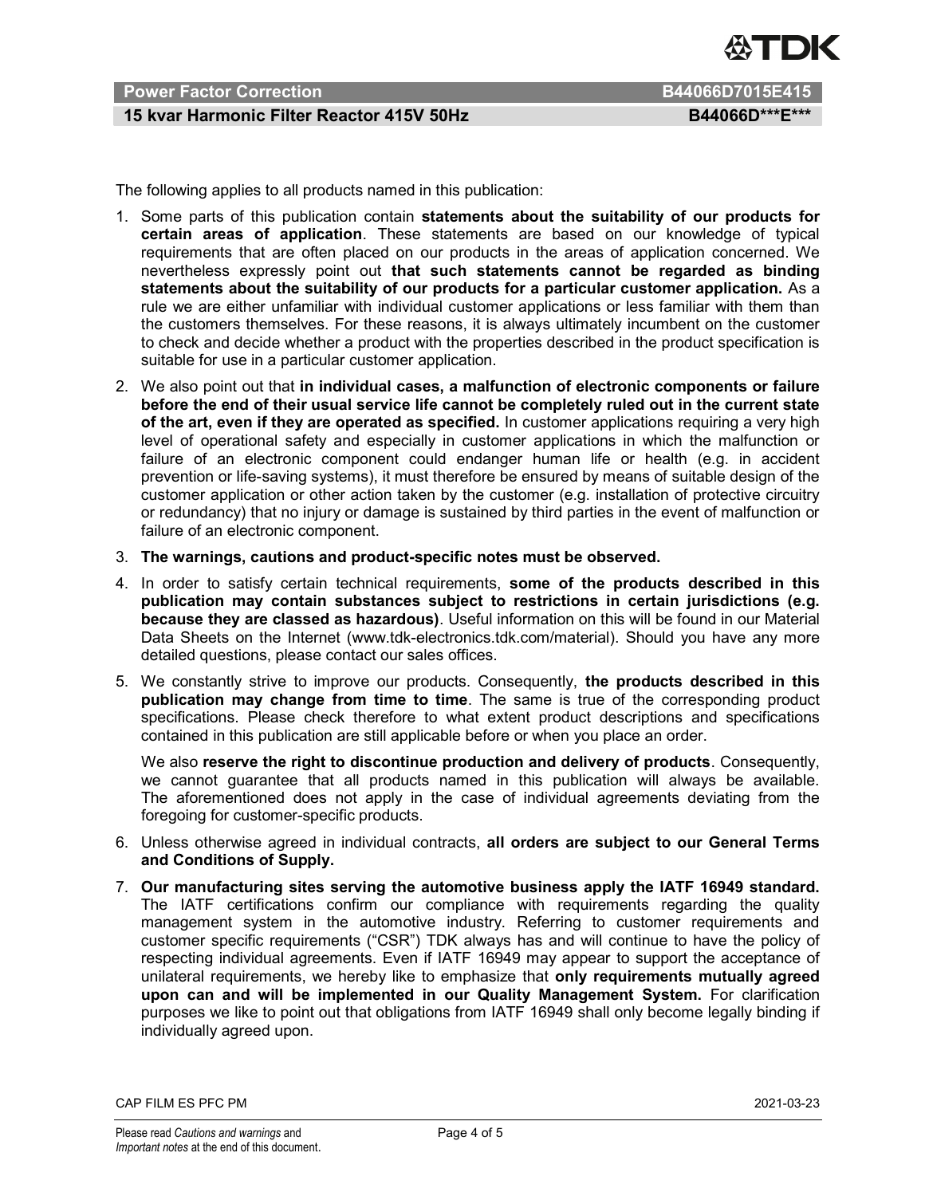The following applies to all products named in this publication:

1. Some parts of this publication contain **statements about the suitability of our products for certain areas of application**. These statements are based on our knowledge of typical requirements that are often placed on our products in the areas of application concerned. We nevertheless expressly point out **that such statements cannot be regarded as binding statements about the suitability of our products for a particular customer application.** As a rule we are either unfamiliar with individual customer applications or less familiar with them than the customers themselves. For these reasons, it is always ultimately incumbent on the customer to check and decide whether a product with the properties described in the product specification is suitable for use in a particular customer application.
2. We also point out that **in individual cases, a malfunction of electronic components or failure before the end of their usual service life cannot be completely ruled out in the current state of the art, even if they are operated as specified.** In customer applications requiring a very high level of operational safety and especially in customer applications in which the malfunction or failure of an electronic component could endanger human life or health (e.g. in accident prevention or life-saving systems), it must therefore be ensured by means of suitable design of the customer application or other action taken by the customer (e.g. installation of protective circuitry or redundancy) that no injury or damage is sustained by third parties in the event of malfunction or failure of an electronic component.
3. **The warnings, cautions and product-specific notes must be observed.**
4. In order to satisfy certain technical requirements, **some of the products described in this publication may contain substances subject to restrictions in certain jurisdictions (e.g. because they are classed as hazardous)**. Useful information on this will be found in our Material Data Sheets on the Internet (www.tdk-electronics.tdk.com/material). Should you have any more detailed questions, please contact our sales offices.
5. We constantly strive to improve our products. Consequently, **the products described in this publication may change from time to time**. The same is true of the corresponding product specifications. Please check therefore to what extent product descriptions and specifications contained in this publication are still applicable before or when you place an order.

   We also **reserve the right to discontinue production and delivery of products**. Consequently, we cannot guarantee that all products named in this publication will always be available. The aforementioned does not apply in the case of individual agreements deviating from the foregoing for customer-specific products.
6. Unless otherwise agreed in individual contracts, **all orders are subject to our General Terms and Conditions of Supply.**
7. **Our manufacturing sites serving the automotive business apply the IATF 16949 standard.** The IATF certifications confirm our compliance with requirements regarding the quality management system in the automotive industry. Referring to customer requirements and customer specific requirements ("CSR") TDK always has and will continue to have the policy of respecting individual agreements. Even if IATF 16949 may appear to support the acceptance of unilateral requirements, we hereby like to emphasize that **only requirements mutually agreed upon can and will be implemented in our Quality Management System.** For clarification purposes we like to point out that obligations from IATF 16949 shall only become legally binding if individually agreed upon.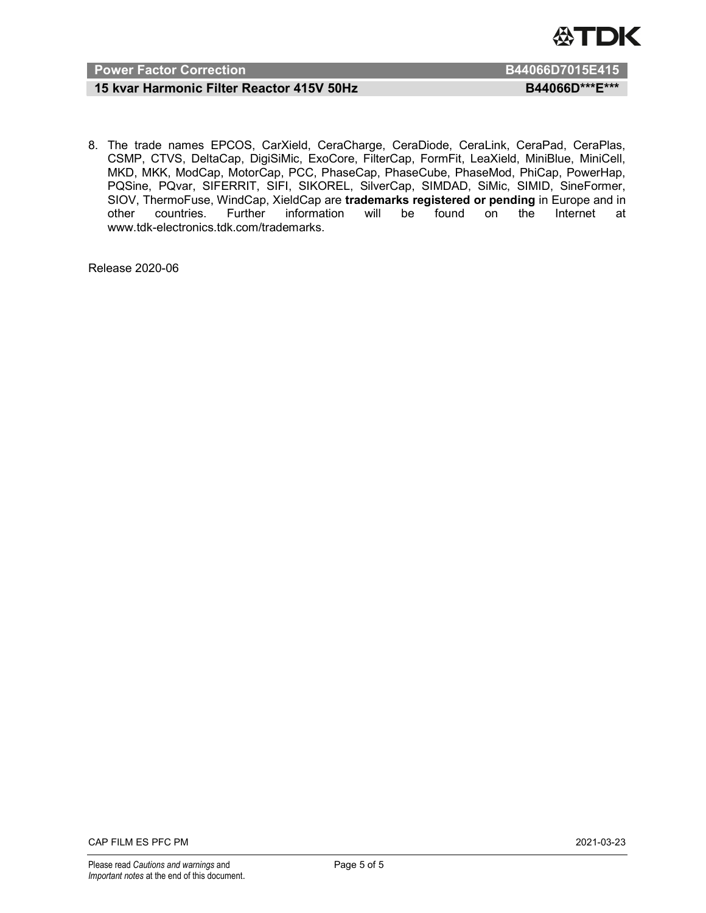8. The trade names EPCOS, CarXield, CeraCharge, CeraDiode, CeraLink, CeraPad, CeraPlas, CSMP, CTVS, DeltaCap, DigiSiMic, ExoCore, FilterCap, FormFit, LeaXield, MiniBlue, MiniCell, MKD, MKK, ModCap, MotorCap, PCC, PhaseCap, PhaseCube, PhaseMod, PhiCap, PowerHap, PQSine, PQvar, SIFERRIT, SIFI, SIKOREL, SilverCap, SIMDAD, SiMic, SIMID, SineFormer, SIOV, ThermoFuse, WindCap, XieldCap are **trademarks registered or pending** in Europe and in other countries. Further information will be found on the Internet at www.tdk-electronics.tdk.com/trademarks.

Release 2020-06